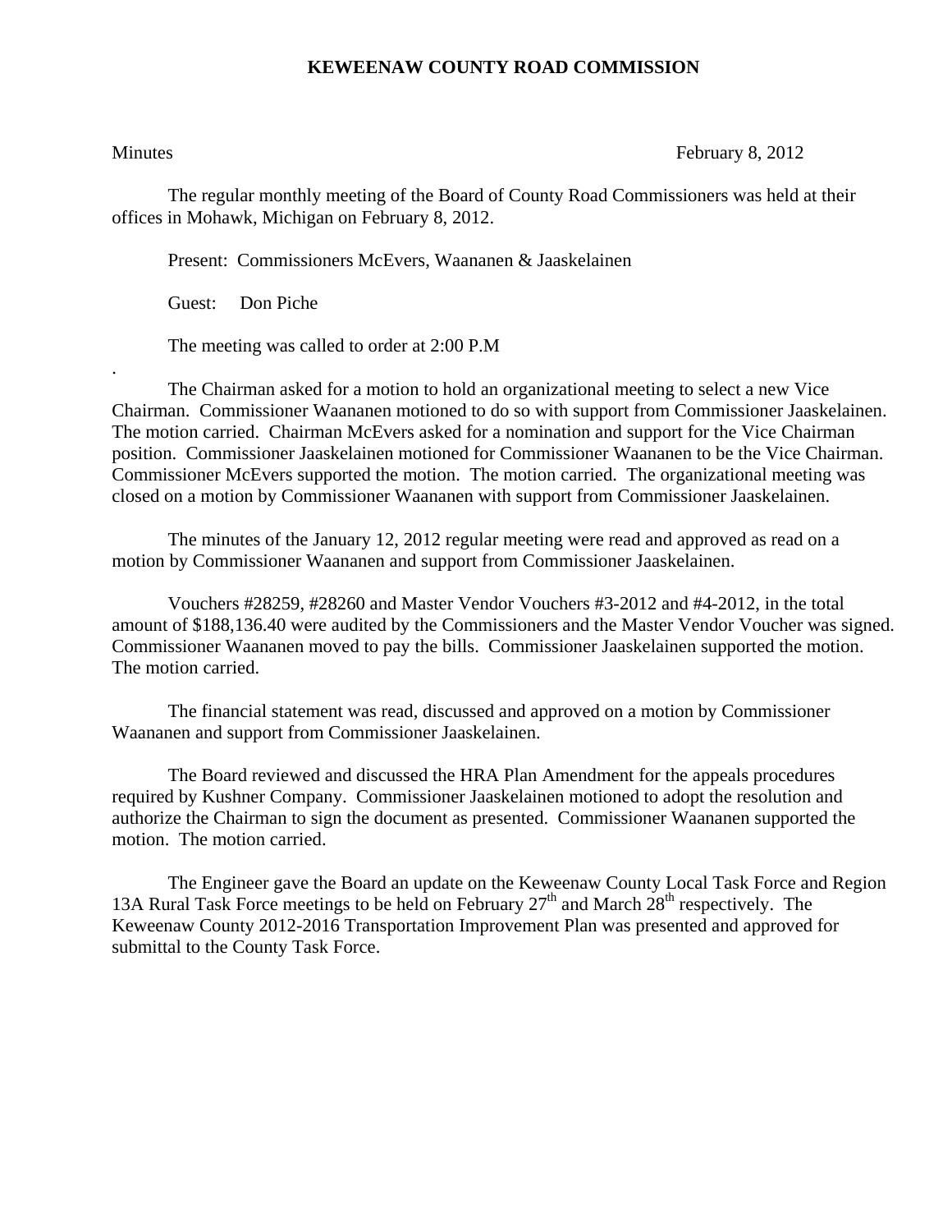# KEWEENAW COUNTY ROAD COMMISSION

Minutes February 8, 2012

The regular monthly meeting of the Board of County Road Commissioners was held at their offices in Mohawk, Michigan on February 8, 2012.

Present: Commissioners McEvers, Waananen & Jaaskelainen

Guest: Don Piche

The meeting was called to order at 2:00 P.M

.

The Chairman asked for a motion to hold an organizational meeting to select a new Vice Chairman. Commissioner Waananen motioned to do so with support from Commissioner Jaaskelainen. The motion carried. Chairman McEvers asked for a nomination and support for the Vice Chairman position. Commissioner Jaaskelainen motioned for Commissioner Waananen to be the Vice Chairman. Commissioner McEvers supported the motion. The motion carried. The organizational meeting was closed on a motion by Commissioner Waananen with support from Commissioner Jaaskelainen.

The minutes of the January 12, 2012 regular meeting were read and approved as read on a motion by Commissioner Waananen and support from Commissioner Jaaskelainen.

Vouchers #28259, #28260 and Master Vendor Vouchers #3-2012 and #4-2012, in the total amount of $188,136.40 were audited by the Commissioners and the Master Vendor Voucher was signed. Commissioner Waananen moved to pay the bills. Commissioner Jaaskelainen supported the motion. The motion carried.

The financial statement was read, discussed and approved on a motion by Commissioner Waananen and support from Commissioner Jaaskelainen.

The Board reviewed and discussed the HRA Plan Amendment for the appeals procedures required by Kushner Company. Commissioner Jaaskelainen motioned to adopt the resolution and authorize the Chairman to sign the document as presented. Commissioner Waananen supported the motion. The motion carried.

The Engineer gave the Board an update on the Keweenaw County Local Task Force and Region 13A Rural Task Force meetings to be held on February 27th and March 28th respectively. The Keweenaw County 2012-2016 Transportation Improvement Plan was presented and approved for submittal to the County Task Force.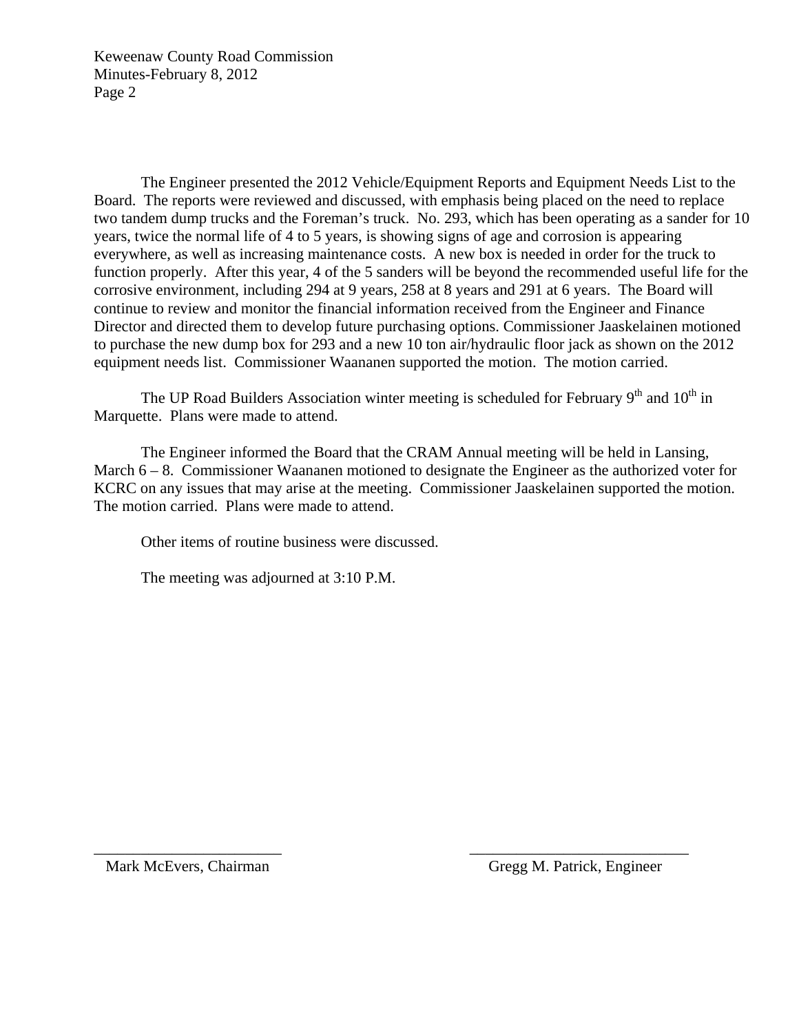The Engineer presented the 2012 Vehicle/Equipment Reports and Equipment Needs List to the Board. The reports were reviewed and discussed, with emphasis being placed on the need to replace two tandem dump trucks and the Foreman's truck. No. 293, which has been operating as a sander for 10 years, twice the normal life of 4 to 5 years, is showing signs of age and corrosion is appearing everywhere, as well as increasing maintenance costs. A new box is needed in order for the truck to function properly. After this year, 4 of the 5 sanders will be beyond the recommended useful life for the corrosive environment, including 294 at 9 years, 258 at 8 years and 291 at 6 years. The Board will continue to review and monitor the financial information received from the Engineer and Finance Director and directed them to develop future purchasing options. Commissioner Jaaskelainen motioned to purchase the new dump box for 293 and a new 10 ton air/hydraulic floor jack as shown on the 2012 equipment needs list. Commissioner Waananen supported the motion. The motion carried.

The UP Road Builders Association winter meeting is scheduled for February 9th and 10th in Marquette. Plans were made to attend.

The Engineer informed the Board that the CRAM Annual meeting will be held in Lansing, March 6 – 8. Commissioner Waananen motioned to designate the Engineer as the authorized voter for KCRC on any issues that may arise at the meeting. Commissioner Jaaskelainen supported the motion. The motion carried. Plans were made to attend.

Other items of routine business were discussed.

The meeting was adjourned at 3:10 P.M.

________________________
Mark McEvers, Chairman

____________________________
Gregg M. Patrick, Engineer